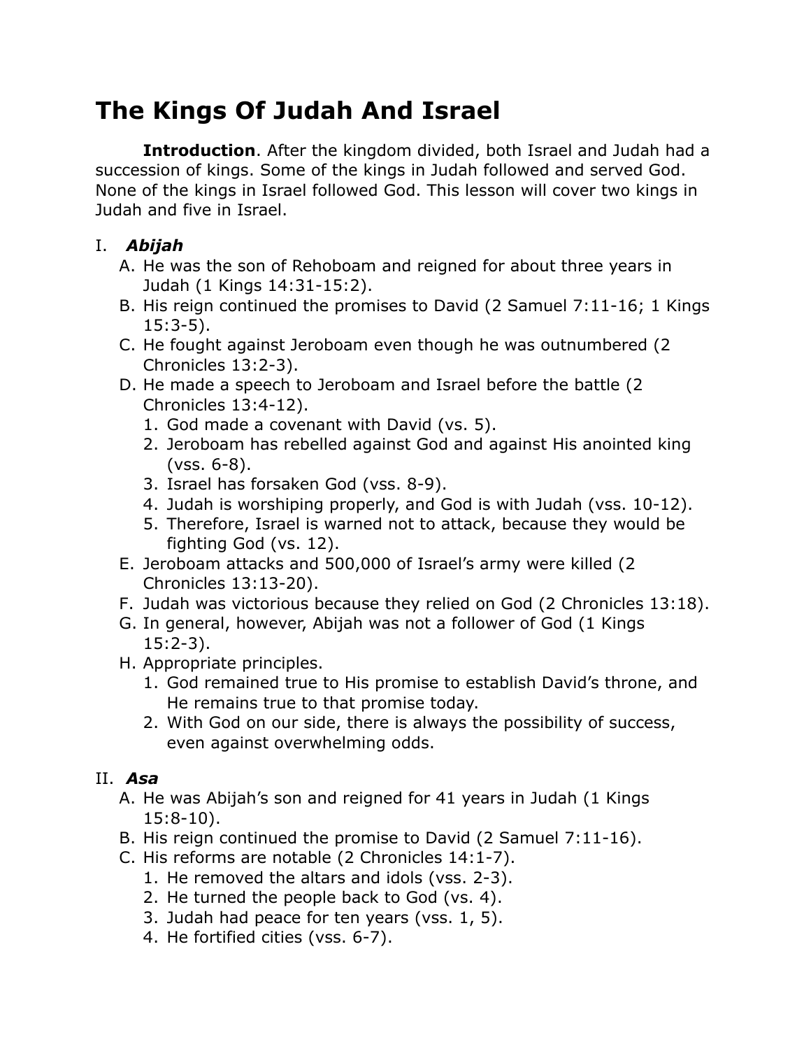# The Kings Of Judah And Israel

**Introduction**. After the kingdom divided, both Israel and Judah had a succession of kings. Some of the kings in Judah followed and served God. None of the kings in Israel followed God. This lesson will cover two kings in Judah and five in Israel.

I. ***Abijah***

A. He was the son of Rehoboam and reigned for about three years in Judah (1 Kings 14:31-15:2).

B. His reign continued the promises to David (2 Samuel 7:11-16; 1 Kings 15:3-5).

C. He fought against Jeroboam even though he was outnumbered (2 Chronicles 13:2-3).

D. He made a speech to Jeroboam and Israel before the battle (2 Chronicles 13:4-12).

1. God made a covenant with David (vs. 5).
2. Jeroboam has rebelled against God and against His anointed king (vss. 6-8).
3. Israel has forsaken God (vss. 8-9).
4. Judah is worshiping properly, and God is with Judah (vss. 10-12).
5. Therefore, Israel is warned not to attack, because they would be fighting God (vs. 12).

E. Jeroboam attacks and 500,000 of Israel's army were killed (2 Chronicles 13:13-20).

F. Judah was victorious because they relied on God (2 Chronicles 13:18).

G. In general, however, Abijah was not a follower of God (1 Kings 15:2-3).

H. Appropriate principles.

1. God remained true to His promise to establish David's throne, and He remains true to that promise today.
2. With God on our side, there is always the possibility of success, even against overwhelming odds.

II. ***Asa***

A. He was Abijah's son and reigned for 41 years in Judah (1 Kings 15:8-10).

B. His reign continued the promise to David (2 Samuel 7:11-16).

C. His reforms are notable (2 Chronicles 14:1-7).

1. He removed the altars and idols (vss. 2-3).
2. He turned the people back to God (vs. 4).
3. Judah had peace for ten years (vss. 1, 5).
4. He fortified cities (vss. 6-7).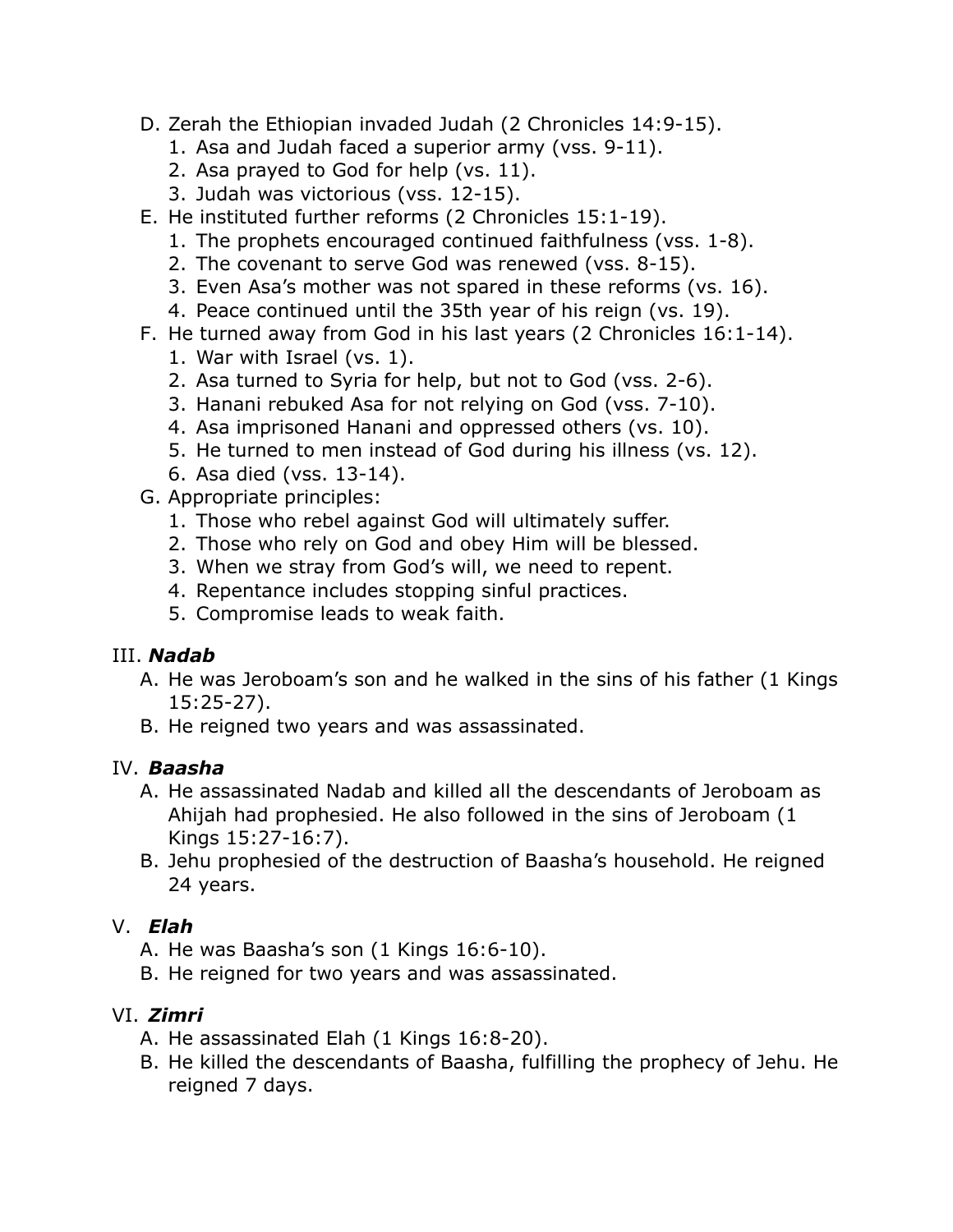D. Zerah the Ethiopian invaded Judah (2 Chronicles 14:9-15).
   1. Asa and Judah faced a superior army (vss. 9-11).
   2. Asa prayed to God for help (vs. 11).
   3. Judah was victorious (vss. 12-15).

E. He instituted further reforms (2 Chronicles 15:1-19).
   1. The prophets encouraged continued faithfulness (vss. 1-8).
   2. The covenant to serve God was renewed (vss. 8-15).
   3. Even Asa's mother was not spared in these reforms (vs. 16).
   4. Peace continued until the 35th year of his reign (vs. 19).

F. He turned away from God in his last years (2 Chronicles 16:1-14).
   1. War with Israel (vs. 1).
   2. Asa turned to Syria for help, but not to God (vss. 2-6).
   3. Hanani rebuked Asa for not relying on God (vss. 7-10).
   4. Asa imprisoned Hanani and oppressed others (vs. 10).
   5. He turned to men instead of God during his illness (vs. 12).
   6. Asa died (vss. 13-14).

G. Appropriate principles:
   1. Those who rebel against God will ultimately suffer.
   2. Those who rely on God and obey Him will be blessed.
   3. When we stray from God's will, we need to repent.
   4. Repentance includes stopping sinful practices.
   5. Compromise leads to weak faith.

## III. ***Nadab***

A. He was Jeroboam's son and he walked in the sins of his father (1 Kings 15:25-27).

B. He reigned two years and was assassinated.

## IV. ***Baasha***

A. He assassinated Nadab and killed all the descendants of Jeroboam as Ahijah had prophesied. He also followed in the sins of Jeroboam (1 Kings 15:27-16:7).

B. Jehu prophesied of the destruction of Baasha's household. He reigned 24 years.

## V. ***Elah***

A. He was Baasha's son (1 Kings 16:6-10).

B. He reigned for two years and was assassinated.

## VI. ***Zimri***

A. He assassinated Elah (1 Kings 16:8-20).

B. He killed the descendants of Baasha, fulfilling the prophecy of Jehu. He reigned 7 days.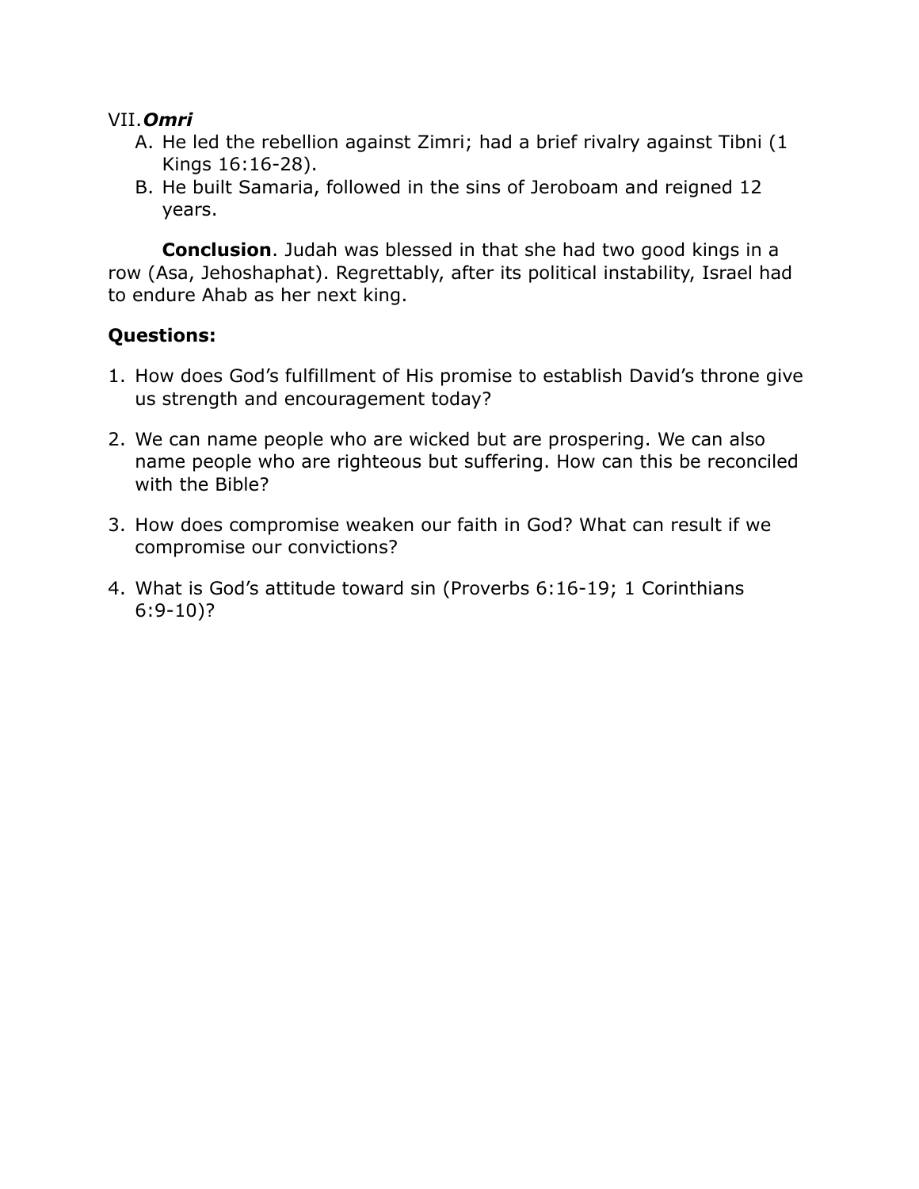VII. ***Omri***

A. He led the rebellion against Zimri; had a brief rivalry against Tibni (1 Kings 16:16-28).
B. He built Samaria, followed in the sins of Jeroboam and reigned 12 years.

**Conclusion**. Judah was blessed in that she had two good kings in a row (Asa, Jehoshaphat). Regrettably, after its political instability, Israel had to endure Ahab as her next king.

**Questions:**

1. How does God's fulfillment of His promise to establish David's throne give us strength and encouragement today?

2. We can name people who are wicked but are prospering. We can also name people who are righteous but suffering. How can this be reconciled with the Bible?

3. How does compromise weaken our faith in God? What can result if we compromise our convictions?

4. What is God's attitude toward sin (Proverbs 6:16-19; 1 Corinthians 6:9-10)?